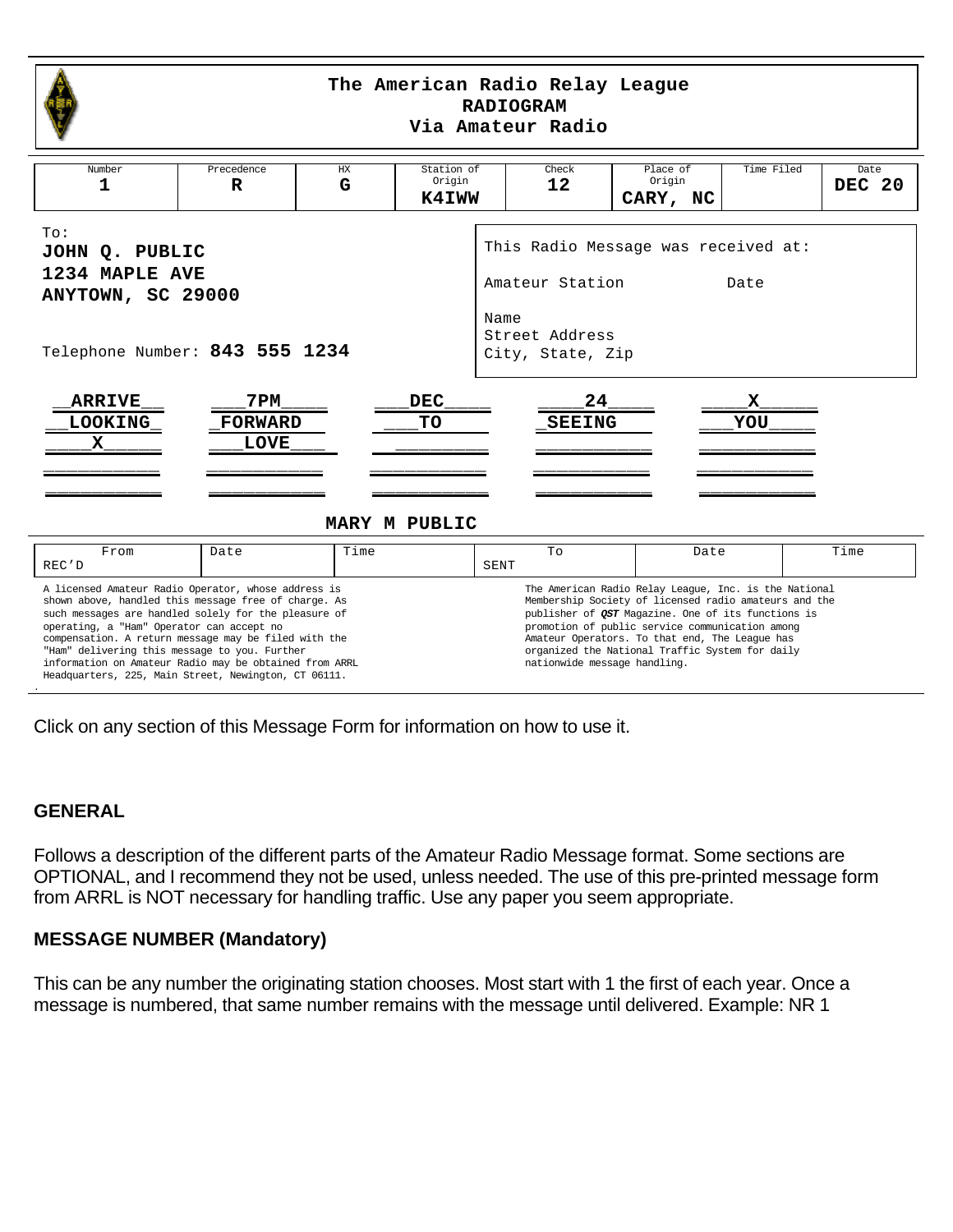# The American Radio Relay League RADIOGRAM Via Amateur Radio

| Number | Precedence | HX | Station of Origin | Check | Place of Origin | Time Filed | Date |
|---|---|---|---|---|---|---|---|
| 1 | R | G | K4IWW | 12 | CARY, NC | | DEC 20 |

To:
**JOHN Q. PUBLIC**
**1234 MAPLE AVE**
**ANYTOWN, SC 29000**

Telephone Number: **843 555 1234**

This Radio Message was received at:

Amateur Station Date

Name
Street Address
City, State, Zip

| | | | | |
|---|---|---|---|---|
| ARRIVE | 7PM | DEC | 24 | X |
| LOOKING | FORWARD | TO | SEEING | YOU |
| X | LOVE | | | |
| | | | | |
| | | | | |

**MARY M PUBLIC**

| From | Date | Time | To | Date | Time |
|---|---|---|---|---|---|
| REC'D | | | SENT | | |

A licensed Amateur Radio Operator, whose address is shown above, handled this message free of charge. As such messages are handled solely for the pleasure of operating, a "Ham" Operator can accept no compensation. A return message may be filed with the "Ham" delivering this message to you. Further information on Amateur Radio may be obtained from ARRL Headquarters, 225, Main Street, Newington, CT 06111.

The American Radio Relay League, Inc. is the National Membership Society of licensed radio amateurs and the publisher of ***QST*** Magazine. One of its functions is promotion of public service communication among Amateur Operators. To that end, The League has organized the National Traffic System for daily nationwide message handling.

Click on any section of this Message Form for information on how to use it.

## GENERAL

Follows a description of the different parts of the Amateur Radio Message format. Some sections are OPTIONAL, and I recommend they not be used, unless needed. The use of this pre-printed message form from ARRL is NOT necessary for handling traffic. Use any paper you seem appropriate.

## MESSAGE NUMBER (Mandatory)

This can be any number the originating station chooses. Most start with 1 the first of each year. Once a message is numbered, that same number remains with the message until delivered. Example: NR 1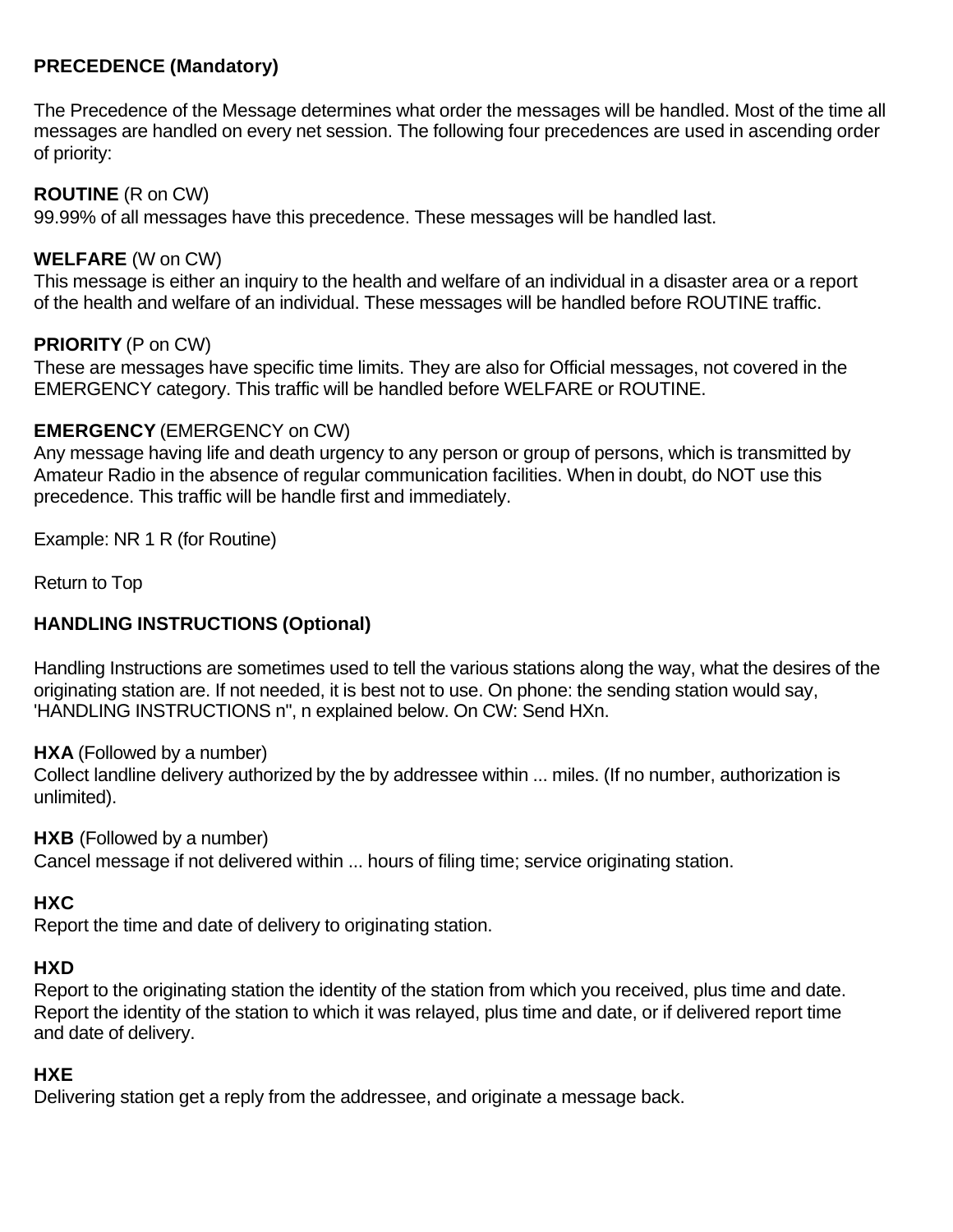### PRECEDENCE (Mandatory)

The Precedence of the Message determines what order the messages will be handled. Most of the time all messages are handled on every net session. The following four precedences are used in ascending order of priority:

**ROUTINE** (R on CW)
99.99% of all messages have this precedence. These messages will be handled last.

**WELFARE** (W on CW)
This message is either an inquiry to the health and welfare of an individual in a disaster area or a report of the health and welfare of an individual. These messages will be handled before ROUTINE traffic.

**PRIORITY** (P on CW)
These are messages have specific time limits. They are also for Official messages, not covered in the EMERGENCY category. This traffic will be handled before WELFARE or ROUTINE.

**EMERGENCY** (EMERGENCY on CW)
Any message having life and death urgency to any person or group of persons, which is transmitted by Amateur Radio in the absence of regular communication facilities. When in doubt, do NOT use this precedence. This traffic will be handle first and immediately.

Example: NR 1 R (for Routine)

Return to Top

### HANDLING INSTRUCTIONS (Optional)

Handling Instructions are sometimes used to tell the various stations along the way, what the desires of the originating station are. If not needed, it is best not to use. On phone: the sending station would say, 'HANDLING INSTRUCTIONS n", n explained below. On CW: Send HXn.

**HXA** (Followed by a number)
Collect landline delivery authorized by the by addressee within ... miles. (If no number, authorization is unlimited).

**HXB** (Followed by a number)
Cancel message if not delivered within ... hours of filing time; service originating station.

**HXC**
Report the time and date of delivery to originating station.

**HXD**
Report to the originating station the identity of the station from which you received, plus time and date. Report the identity of the station to which it was relayed, plus time and date, or if delivered report time and date of delivery.

**HXE**
Delivering station get a reply from the addressee, and originate a message back.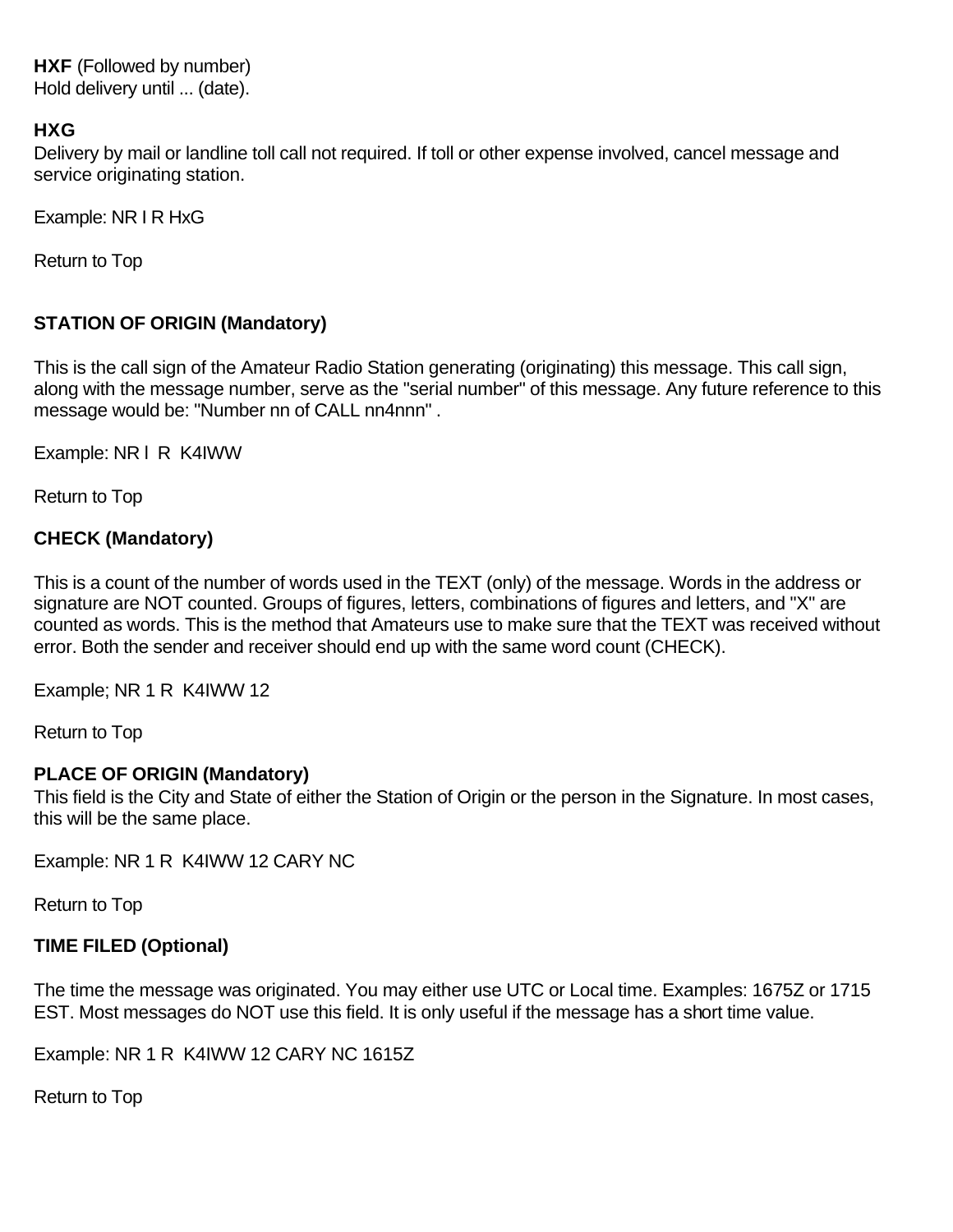**HXF** (Followed by number)
Hold delivery until ... (date).

**HXG**
Delivery by mail or landline toll call not required. If toll or other expense involved, cancel message and service originating station.

Example: NR I R HxG

Return to Top

**STATION OF ORIGIN (Mandatory)**

This is the call sign of the Amateur Radio Station generating (originating) this message. This call sign, along with the message number, serve as the "serial number" of this message. Any future reference to this message would be: "Number nn of CALL nn4nnn" .

Example: NR l R K4IWW

Return to Top

**CHECK (Mandatory)**

This is a count of the number of words used in the TEXT (only) of the message. Words in the address or signature are NOT counted. Groups of figures, letters, combinations of figures and letters, and "X" are counted as words. This is the method that Amateurs use to make sure that the TEXT was received without error. Both the sender and receiver should end up with the same word count (CHECK).

Example; NR 1 R K4IWW 12

Return to Top

**PLACE OF ORIGIN (Mandatory)**
This field is the City and State of either the Station of Origin or the person in the Signature. In most cases, this will be the same place.

Example: NR 1 R K4IWW 12 CARY NC

Return to Top

**TIME FILED (Optional)**

The time the message was originated. You may either use UTC or Local time. Examples: 1675Z or 1715 EST. Most messages do NOT use this field. It is only useful if the message has a short time value.

Example: NR 1 R K4IWW 12 CARY NC 1615Z

Return to Top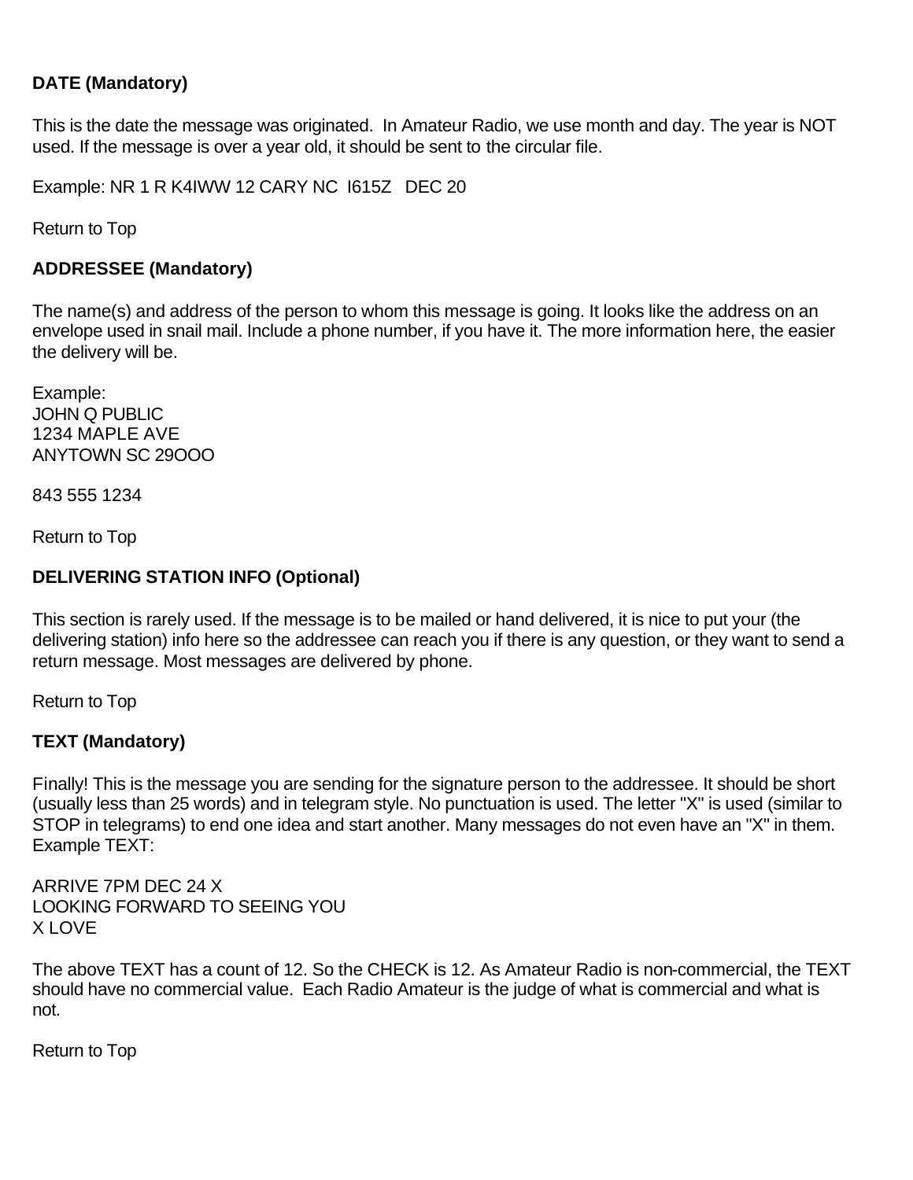**DATE (Mandatory)**

This is the date the message was originated. In Amateur Radio, we use month and day. The year is NOT used. If the message is over a year old, it should be sent to the circular file.

Example: NR 1 R K4IWW 12 CARY NC I615Z DEC 20

Return to Top

**ADDRESSEE (Mandatory)**

The name(s) and address of the person to whom this message is going. It looks like the address on an envelope used in snail mail. Include a phone number, if you have it. The more information here, the easier the delivery will be.

Example:
JOHN Q PUBLIC
1234 MAPLE AVE
ANYTOWN SC 29OOO

843 555 1234

Return to Top

**DELIVERING STATION INFO (Optional)**

This section is rarely used. If the message is to be mailed or hand delivered, it is nice to put your (the delivering station) info here so the addressee can reach you if there is any question, or they want to send a return message. Most messages are delivered by phone.

Return to Top

**TEXT (Mandatory)**

Finally! This is the message you are sending for the signature person to the addressee. It should be short (usually less than 25 words) and in telegram style. No punctuation is used. The letter "X" is used (similar to STOP in telegrams) to end one idea and start another. Many messages do not even have an "X" in them. Example TEXT:

ARRIVE 7PM DEC 24 X
LOOKING FORWARD TO SEEING YOU
X LOVE

The above TEXT has a count of 12. So the CHECK is 12. As Amateur Radio is non-commercial, the TEXT should have no commercial value. Each Radio Amateur is the judge of what is commercial and what is not.

Return to Top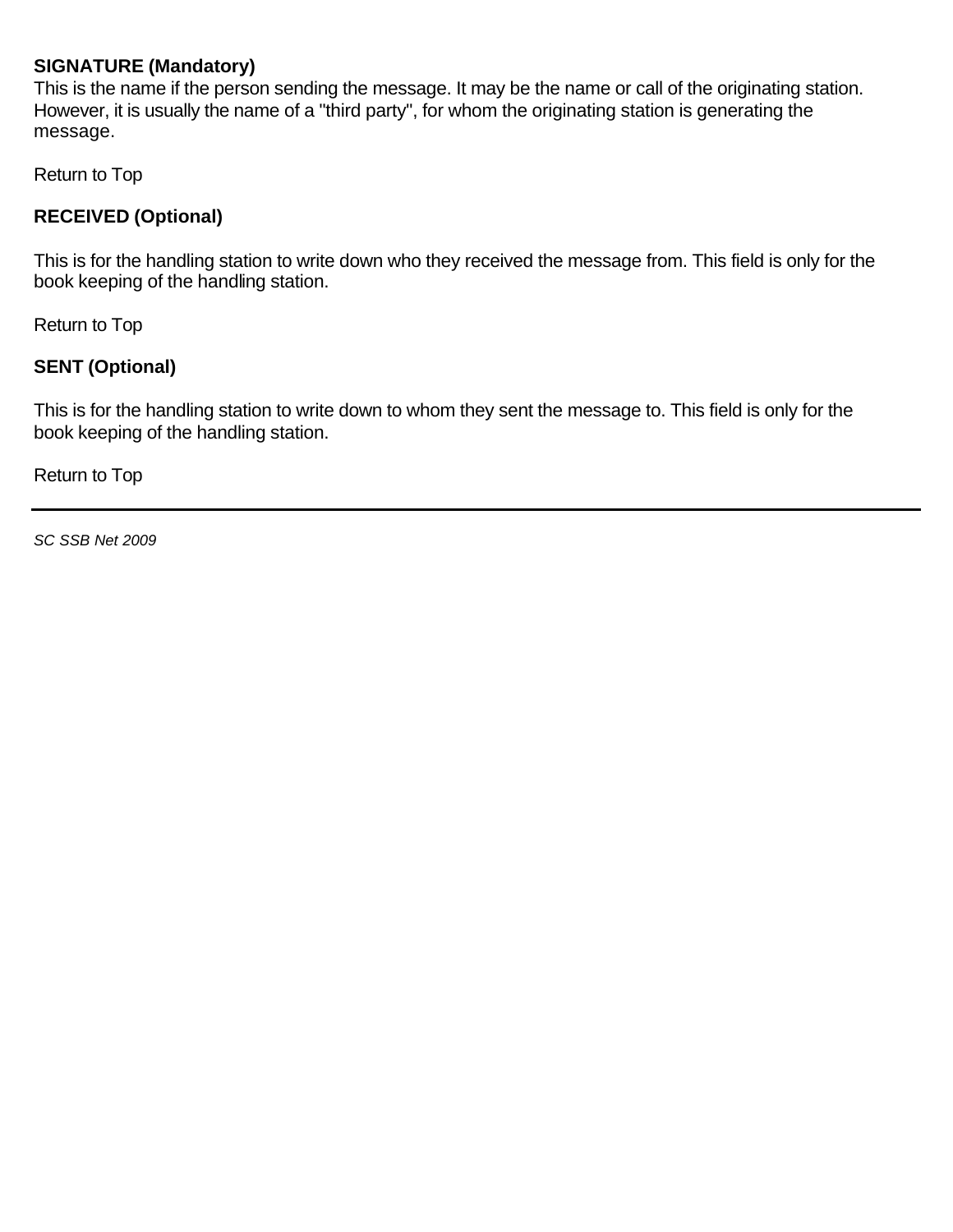**SIGNATURE (Mandatory)**
This is the name if the person sending the message. It may be the name or call of the originating station. However, it is usually the name of a "third party", for whom the originating station is generating the message.

Return to Top

**RECEIVED (Optional)**

This is for the handling station to write down who they received the message from. This field is only for the book keeping of the handling station.

Return to Top

**SENT (Optional)**

This is for the handling station to write down to whom they sent the message to. This field is only for the book keeping of the handling station.

Return to Top

---

*SC SSB Net 2009*